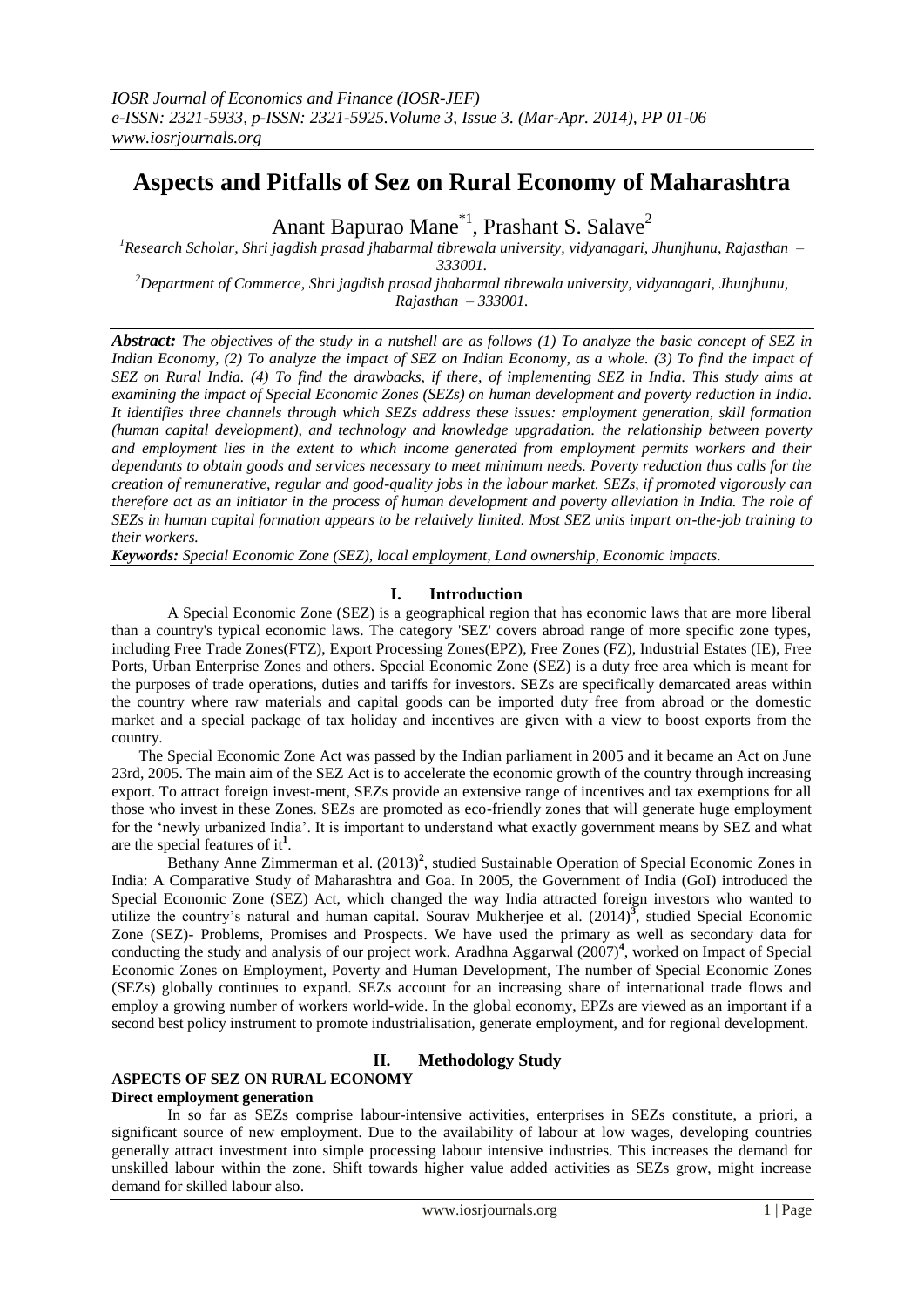# Aspects and Pitfalls of Sez on Rural Economy of Maharashtra

Anant Bapurao Mane*[1], Prashant S. Salave[2]

[1]Research Scholar, Shri jagdish prasad jhabarmal tibrewala university, vidyanagari, Jhunjhunu, Rajasthan – 333001.

[2]Department of Commerce, Shri jagdish prasad jhabarmal tibrewala university, vidyanagari, Jhunjhunu, Rajasthan – 333001.

***Abstract:*** *The objectives of the study in a nutshell are as follows (1) To analyze the basic concept of SEZ in Indian Economy, (2) To analyze the impact of SEZ on Indian Economy, as a whole. (3) To find the impact of SEZ on Rural India. (4) To find the drawbacks, if there, of implementing SEZ in India. This study aims at examining the impact of Special Economic Zones (SEZs) on human development and poverty reduction in India. It identifies three channels through which SEZs address these issues: employment generation, skill formation (human capital development), and technology and knowledge upgradation. the relationship between poverty and employment lies in the extent to which income generated from employment permits workers and their dependants to obtain goods and services necessary to meet minimum needs. Poverty reduction thus calls for the creation of remunerative, regular and good-quality jobs in the labour market. SEZs, if promoted vigorously can therefore act as an initiator in the process of human development and poverty alleviation in India. The role of SEZs in human capital formation appears to be relatively limited. Most SEZ units impart on-the-job training to their workers.*

***Keywords:*** *Special Economic Zone (SEZ), local employment, Land ownership, Economic impacts.*

## I. Introduction

A Special Economic Zone (SEZ) is a geographical region that has economic laws that are more liberal than a country's typical economic laws. The category 'SEZ' covers abroad range of more specific zone types, including Free Trade Zones(FTZ), Export Processing Zones(EPZ), Free Zones (FZ), Industrial Estates (IE), Free Ports, Urban Enterprise Zones and others. Special Economic Zone (SEZ) is a duty free area which is meant for the purposes of trade operations, duties and tariffs for investors. SEZs are specifically demarcated areas within the country where raw materials and capital goods can be imported duty free from abroad or the domestic market and a special package of tax holiday and incentives are given with a view to boost exports from the country.

The Special Economic Zone Act was passed by the Indian parliament in 2005 and it became an Act on June 23rd, 2005. The main aim of the SEZ Act is to accelerate the economic growth of the country through increasing export. To attract foreign invest-ment, SEZs provide an extensive range of incentives and tax exemptions for all those who invest in these Zones. SEZs are promoted as eco-friendly zones that will generate huge employment for the 'newly urbanized India'. It is important to understand what exactly government means by SEZ and what are the special features of it[1].

Bethany Anne Zimmerman et al. (2013)[2], studied Sustainable Operation of Special Economic Zones in India: A Comparative Study of Maharashtra and Goa. In 2005, the Government of India (GoI) introduced the Special Economic Zone (SEZ) Act, which changed the way India attracted foreign investors who wanted to utilize the country's natural and human capital. Sourav Mukherjee et al. (2014)[3], studied Special Economic Zone (SEZ)- Problems, Promises and Prospects. We have used the primary as well as secondary data for conducting the study and analysis of our project work. Aradhna Aggarwal (2007)[4], worked on Impact of Special Economic Zones on Employment, Poverty and Human Development, The number of Special Economic Zones (SEZs) globally continues to expand. SEZs account for an increasing share of international trade flows and employ a growing number of workers world-wide. In the global economy, EPZs are viewed as an important if a second best policy instrument to promote industrialisation, generate employment, and for regional development.

## II. Methodology Study

### ASPECTS OF SEZ ON RURAL ECONOMY

**Direct employment generation**

In so far as SEZs comprise labour-intensive activities, enterprises in SEZs constitute, a priori, a significant source of new employment. Due to the availability of labour at low wages, developing countries generally attract investment into simple processing labour intensive industries. This increases the demand for unskilled labour within the zone. Shift towards higher value added activities as SEZs grow, might increase demand for skilled labour also.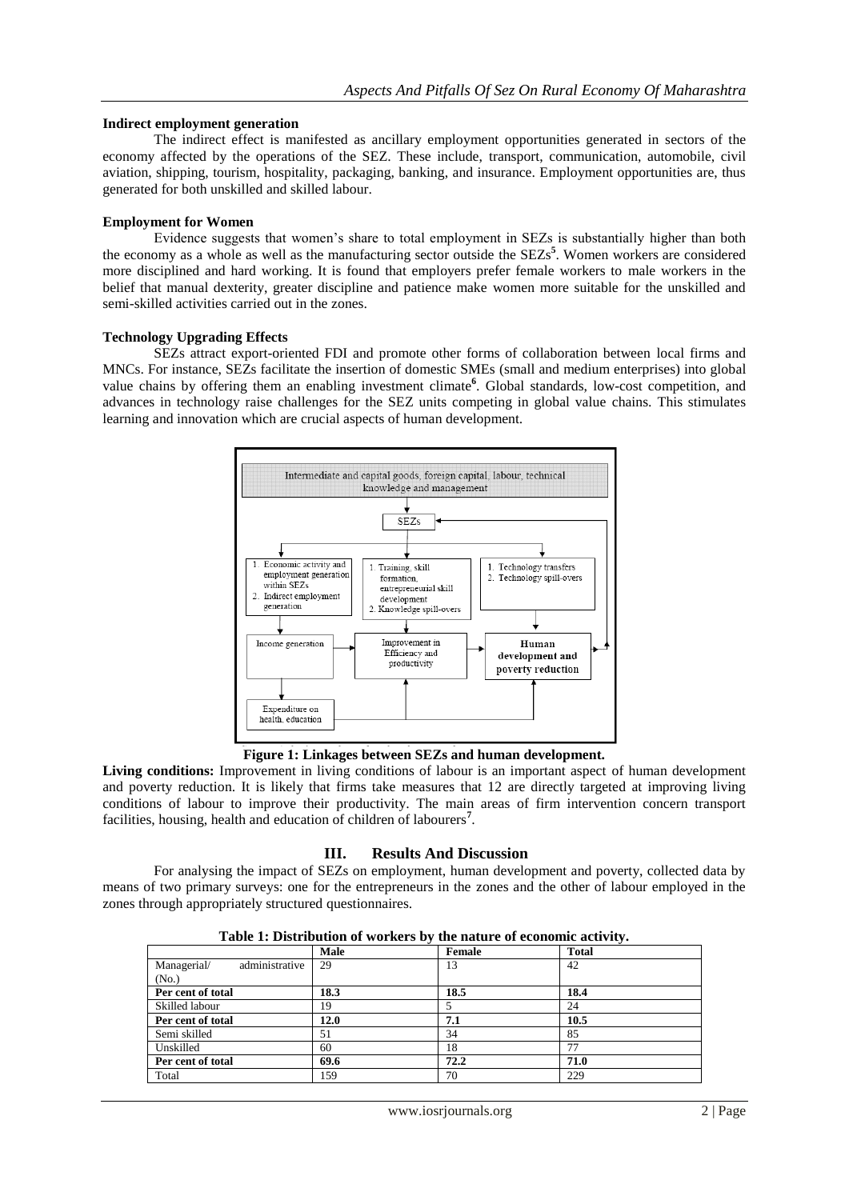**Indirect employment generation**

The indirect effect is manifested as ancillary employment opportunities generated in sectors of the economy affected by the operations of the SEZ. These include, transport, communication, automobile, civil aviation, shipping, tourism, hospitality, packaging, banking, and insurance. Employment opportunities are, thus generated for both unskilled and skilled labour.

**Employment for Women**

Evidence suggests that women's share to total employment in SEZs is substantially higher than both the economy as a whole as well as the manufacturing sector outside the SEZs[5]. Women workers are considered more disciplined and hard working. It is found that employers prefer female workers to male workers in the belief that manual dexterity, greater discipline and patience make women more suitable for the unskilled and semi-skilled activities carried out in the zones.

**Technology Upgrading Effects**

SEZs attract export-oriented FDI and promote other forms of collaboration between local firms and MNCs. For instance, SEZs facilitate the insertion of domestic SMEs (small and medium enterprises) into global value chains by offering them an enabling investment climate[6]. Global standards, low-cost competition, and advances in technology raise challenges for the SEZ units competing in global value chains. This stimulates learning and innovation which are crucial aspects of human development.

Intermediate and capital goods, foreign capital, labour, technical knowledge and management

SEZs

1. Economic activity and employment generation within SEZs
2. Indirect employment generation

1. Training, skill formation, entrepreneurial skill development
2. Knowledge spill-overs

1. Technology transfers
2. Technology spill-overs

Income generation

Improvement in Efficiency and productivity

Human development and poverty reduction

Expenditure on health, education

**Figure 1: Linkages between SEZs and human development.**

**Living conditions:** Improvement in living conditions of labour is an important aspect of human development and poverty reduction. It is likely that firms take measures that 12 are directly targeted at improving living conditions of labour to improve their productivity. The main areas of firm intervention concern transport facilities, housing, health and education of children of labourers[7].

## III. Results And Discussion

For analysing the impact of SEZs on employment, human development and poverty, collected data by means of two primary surveys: one for the entrepreneurs in the zones and the other of labour employed in the zones through appropriately structured questionnaires.

**Table 1: Distribution of workers by the nature of economic activity.**

| | Male | Female | Total |
|---|---|---|---|
| Managerial/ administrative (No.) | 29 | 13 | 42 |
| **Per cent of total** | **18.3** | **18.5** | **18.4** |
| Skilled labour | 19 | 5 | 24 |
| **Per cent of total** | **12.0** | **7.1** | **10.5** |
| Semi skilled | 51 | 34 | 85 |
| Unskilled | 60 | 18 | 77 |
| **Per cent of total** | **69.6** | **72.2** | **71.0** |
| Total | 159 | 70 | 229 |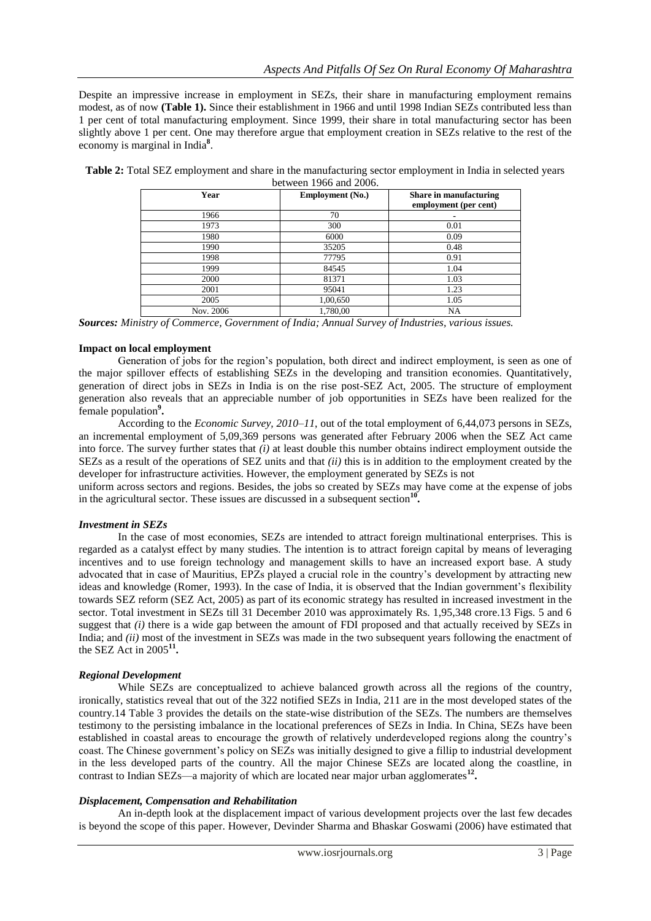Despite an impressive increase in employment in SEZs, their share in manufacturing employment remains modest, as of now **(Table 1).** Since their establishment in 1966 and until 1998 Indian SEZs contributed less than 1 per cent of total manufacturing employment. Since 1999, their share in total manufacturing sector has been slightly above 1 per cent. One may therefore argue that employment creation in SEZs relative to the rest of the economy is marginal in India[8].

**Table 2:** Total SEZ employment and share in the manufacturing sector employment in India in selected years between 1966 and 2006.

| Year | Employment (No.) | Share in manufacturing employment (per cent) |
|---|---|---|
| 1966 | 70 | - |
| 1973 | 300 | 0.01 |
| 1980 | 6000 | 0.09 |
| 1990 | 35205 | 0.48 |
| 1998 | 77795 | 0.91 |
| 1999 | 84545 | 1.04 |
| 2000 | 81371 | 1.03 |
| 2001 | 95041 | 1.23 |
| 2005 | 1,00,650 | 1.05 |
| Nov. 2006 | 1,780,00 | NA |

***Sources:*** *Ministry of Commerce, Government of India; Annual Survey of Industries, various issues.*

**Impact on local employment**

Generation of jobs for the region's population, both direct and indirect employment, is seen as one of the major spillover effects of establishing SEZs in the developing and transition economies. Quantitatively, generation of direct jobs in SEZs in India is on the rise post-SEZ Act, 2005. The structure of employment generation also reveals that an appreciable number of job opportunities in SEZs have been realized for the female population[9]**.**

According to the *Economic Survey, 2010–11*, out of the total employment of 6,44,073 persons in SEZs, an incremental employment of 5,09,369 persons was generated after February 2006 when the SEZ Act came into force. The survey further states that *(i)* at least double this number obtains indirect employment outside the SEZs as a result of the operations of SEZ units and that *(ii)* this is in addition to the employment created by the developer for infrastructure activities. However, the employment generated by SEZs is not uniform across sectors and regions. Besides, the jobs so created by SEZs may have come at the expense of jobs in the agricultural sector. These issues are discussed in a subsequent section[10]**.**

***Investment in SEZs***

In the case of most economies, SEZs are intended to attract foreign multinational enterprises. This is regarded as a catalyst effect by many studies. The intention is to attract foreign capital by means of leveraging incentives and to use foreign technology and management skills to have an increased export base. A study advocated that in case of Mauritius, EPZs played a crucial role in the country's development by attracting new ideas and knowledge (Romer, 1993). In the case of India, it is observed that the Indian government's flexibility towards SEZ reform (SEZ Act, 2005) as part of its economic strategy has resulted in increased investment in the sector. Total investment in SEZs till 31 December 2010 was approximately Rs. 1,95,348 crore.13 Figs. 5 and 6 suggest that *(i)* there is a wide gap between the amount of FDI proposed and that actually received by SEZs in India; and *(ii)* most of the investment in SEZs was made in the two subsequent years following the enactment of the SEZ Act in 2005[11]**.**

***Regional Development***

While SEZs are conceptualized to achieve balanced growth across all the regions of the country, ironically, statistics reveal that out of the 322 notified SEZs in India, 211 are in the most developed states of the country.14 Table 3 provides the details on the state-wise distribution of the SEZs. The numbers are themselves testimony to the persisting imbalance in the locational preferences of SEZs in India. In China, SEZs have been established in coastal areas to encourage the growth of relatively underdeveloped regions along the country's coast. The Chinese government's policy on SEZs was initially designed to give a fillip to industrial development in the less developed parts of the country. All the major Chinese SEZs are located along the coastline, in contrast to Indian SEZs—a majority of which are located near major urban agglomerates[12]**.**

***Displacement, Compensation and Rehabilitation***

An in-depth look at the displacement impact of various development projects over the last few decades is beyond the scope of this paper. However, Devinder Sharma and Bhaskar Goswami (2006) have estimated that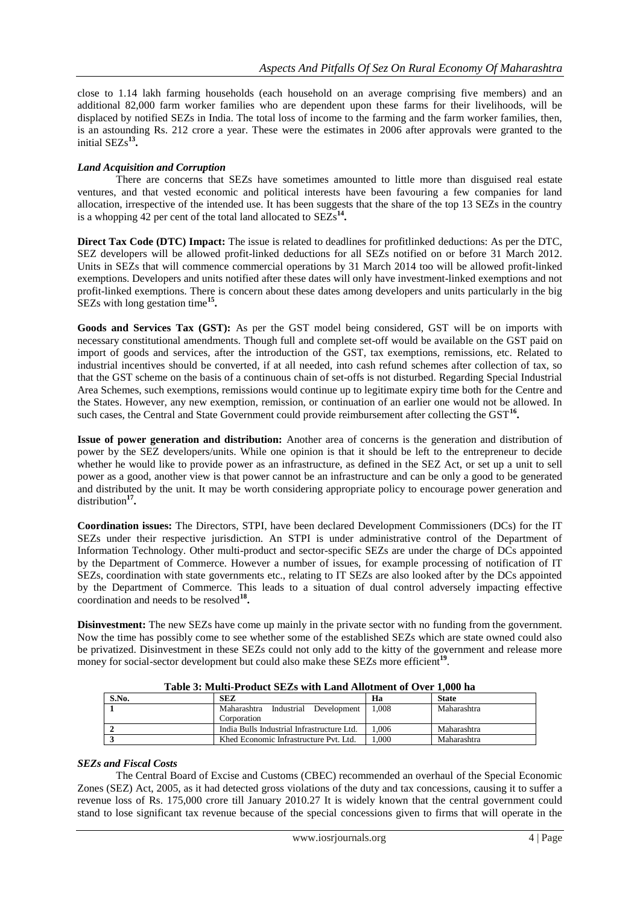close to 1.14 lakh farming households (each household on an average comprising five members) and an additional 82,000 farm worker families who are dependent upon these farms for their livelihoods, will be displaced by notified SEZs in India. The total loss of income to the farming and the farm worker families, then, is an astounding Rs. 212 crore a year. These were the estimates in 2006 after approvals were granted to the initial SEZs[13].

***Land Acquisition and Corruption***

There are concerns that SEZs have sometimes amounted to little more than disguised real estate ventures, and that vested economic and political interests have been favouring a few companies for land allocation, irrespective of the intended use. It has been suggests that the share of the top 13 SEZs in the country is a whopping 42 per cent of the total land allocated to SEZs[14].

**Direct Tax Code (DTC) Impact:** The issue is related to deadlines for profitlinked deductions: As per the DTC, SEZ developers will be allowed profit-linked deductions for all SEZs notified on or before 31 March 2012. Units in SEZs that will commence commercial operations by 31 March 2014 too will be allowed profit-linked exemptions. Developers and units notified after these dates will only have investment-linked exemptions and not profit-linked exemptions. There is concern about these dates among developers and units particularly in the big SEZs with long gestation time[15].

**Goods and Services Tax (GST):** As per the GST model being considered, GST will be on imports with necessary constitutional amendments. Though full and complete set-off would be available on the GST paid on import of goods and services, after the introduction of the GST, tax exemptions, remissions, etc. Related to industrial incentives should be converted, if at all needed, into cash refund schemes after collection of tax, so that the GST scheme on the basis of a continuous chain of set-offs is not disturbed. Regarding Special Industrial Area Schemes, such exemptions, remissions would continue up to legitimate expiry time both for the Centre and the States. However, any new exemption, remission, or continuation of an earlier one would not be allowed. In such cases, the Central and State Government could provide reimbursement after collecting the GST[16].

**Issue of power generation and distribution:** Another area of concerns is the generation and distribution of power by the SEZ developers/units. While one opinion is that it should be left to the entrepreneur to decide whether he would like to provide power as an infrastructure, as defined in the SEZ Act, or set up a unit to sell power as a good, another view is that power cannot be an infrastructure and can be only a good to be generated and distributed by the unit. It may be worth considering appropriate policy to encourage power generation and distribution[17].

**Coordination issues:** The Directors, STPI, have been declared Development Commissioners (DCs) for the IT SEZs under their respective jurisdiction. An STPI is under administrative control of the Department of Information Technology. Other multi-product and sector-specific SEZs are under the charge of DCs appointed by the Department of Commerce. However a number of issues, for example processing of notification of IT SEZs, coordination with state governments etc., relating to IT SEZs are also looked after by the DCs appointed by the Department of Commerce. This leads to a situation of dual control adversely impacting effective coordination and needs to be resolved[18].

**Disinvestment:** The new SEZs have come up mainly in the private sector with no funding from the government. Now the time has possibly come to see whether some of the established SEZs which are state owned could also be privatized. Disinvestment in these SEZs could not only add to the kitty of the government and release more money for social-sector development but could also make these SEZs more efficient[19].

**Table 3: Multi-Product SEZs with Land Allotment of Over 1,000 ha**

| S.No. | SEZ | Ha | State |
|---|---|---|---|
| 1 | Maharashtra Industrial Development Corporation | 1,008 | Maharashtra |
| 2 | India Bulls Industrial Infrastructure Ltd. | 1,006 | Maharashtra |
| 3 | Khed Economic Infrastructure Pvt. Ltd. | 1,000 | Maharashtra |

***SEZs and Fiscal Costs***

The Central Board of Excise and Customs (CBEC) recommended an overhaul of the Special Economic Zones (SEZ) Act, 2005, as it had detected gross violations of the duty and tax concessions, causing it to suffer a revenue loss of Rs. 175,000 crore till January 2010.27 It is widely known that the central government could stand to lose significant tax revenue because of the special concessions given to firms that will operate in the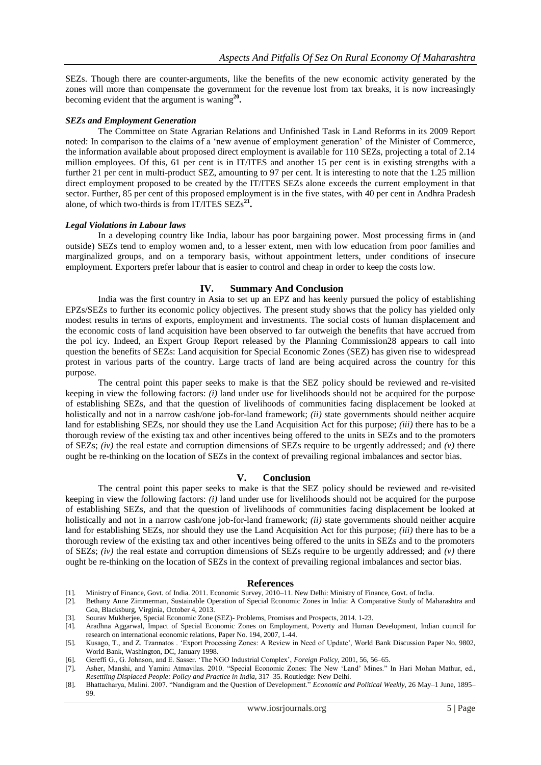SEZs. Though there are counter-arguments, like the benefits of the new economic activity generated by the zones will more than compensate the government for the revenue lost from tax breaks, it is now increasingly becoming evident that the argument is waning[20].

### *SEZs and Employment Generation*

The Committee on State Agrarian Relations and Unfinished Task in Land Reforms in its 2009 Report noted: In comparison to the claims of a 'new avenue of employment generation' of the Minister of Commerce, the information available about proposed direct employment is available for 110 SEZs, projecting a total of 2.14 million employees. Of this, 61 per cent is in IT/ITES and another 15 per cent is in existing strengths with a further 21 per cent in multi-product SEZ, amounting to 97 per cent. It is interesting to note that the 1.25 million direct employment proposed to be created by the IT/ITES SEZs alone exceeds the current employment in that sector. Further, 85 per cent of this proposed employment is in the five states, with 40 per cent in Andhra Pradesh alone, of which two-thirds is from IT/ITES SEZs[21].

### *Legal Violations in Labour laws*

In a developing country like India, labour has poor bargaining power. Most processing firms in (and outside) SEZs tend to employ women and, to a lesser extent, men with low education from poor families and marginalized groups, and on a temporary basis, without appointment letters, under conditions of insecure employment. Exporters prefer labour that is easier to control and cheap in order to keep the costs low.

## IV. Summary And Conclusion

India was the first country in Asia to set up an EPZ and has keenly pursued the policy of establishing EPZs/SEZs to further its economic policy objectives. The present study shows that the policy has yielded only modest results in terms of exports, employment and investments. The social costs of human displacement and the economic costs of land acquisition have been observed to far outweigh the benefits that have accrued from the pol icy. Indeed, an Expert Group Report released by the Planning Commission28 appears to call into question the benefits of SEZs: Land acquisition for Special Economic Zones (SEZ) has given rise to widespread protest in various parts of the country. Large tracts of land are being acquired across the country for this purpose.

The central point this paper seeks to make is that the SEZ policy should be reviewed and re-visited keeping in view the following factors: *(i)* land under use for livelihoods should not be acquired for the purpose of establishing SEZs, and that the question of livelihoods of communities facing displacement be looked at holistically and not in a narrow cash/one job-for-land framework; *(ii)* state governments should neither acquire land for establishing SEZs, nor should they use the Land Acquisition Act for this purpose; *(iii)* there has to be a thorough review of the existing tax and other incentives being offered to the units in SEZs and to the promoters of SEZs; *(iv)* the real estate and corruption dimensions of SEZs require to be urgently addressed; and *(v)* there ought be re-thinking on the location of SEZs in the context of prevailing regional imbalances and sector bias.

## V. Conclusion

The central point this paper seeks to make is that the SEZ policy should be reviewed and re-visited keeping in view the following factors: *(i)* land under use for livelihoods should not be acquired for the purpose of establishing SEZs, and that the question of livelihoods of communities facing displacement be looked at holistically and not in a narrow cash/one job-for-land framework; *(ii)* state governments should neither acquire land for establishing SEZs, nor should they use the Land Acquisition Act for this purpose; *(iii)* there has to be a thorough review of the existing tax and other incentives being offered to the units in SEZs and to the promoters of SEZs; *(iv)* the real estate and corruption dimensions of SEZs require to be urgently addressed; and *(v)* there ought be re-thinking on the location of SEZs in the context of prevailing regional imbalances and sector bias.

## References

[1]. Ministry of Finance, Govt. of India. 2011. Economic Survey, 2010–11. New Delhi: Ministry of Finance, Govt. of India.

[2]. Bethany Anne Zimmerman, Sustainable Operation of Special Economic Zones in India: A Comparative Study of Maharashtra and Goa, Blacksburg, Virginia, October 4, 2013.

[3]. Sourav Mukherjee, Special Economic Zone (SEZ)- Problems, Promises and Prospects, 2014. 1-23.

[4]. Aradhna Aggarwal, Impact of Special Economic Zones on Employment, Poverty and Human Development, Indian council for research on international economic relations, Paper No. 194, 2007, 1-44.

[5]. Kusago, T., and Z. Tzannatos . 'Export Processing Zones: A Review in Need of Update', World Bank Discussion Paper No. 9802, World Bank, Washington, DC, January 1998.

[6]. Gereffi G., G. Johnson, and E. Sasser. 'The NGO Industrial Complex', *Foreign Policy*, 2001, 56, 56–65.

[7]. Asher, Manshi, and Yamini Atmavilas. 2010. "Special Economic Zones: The New 'Land' Mines." In Hari Mohan Mathur, ed., *Resettling Displaced People: Policy and Practice in India*, 317–35. Routledge: New Delhi.

[8]. Bhattacharya, Malini. 2007. "Nandigram and the Question of Development." *Economic and Political Weekly*, 26 May–1 June, 1895–99.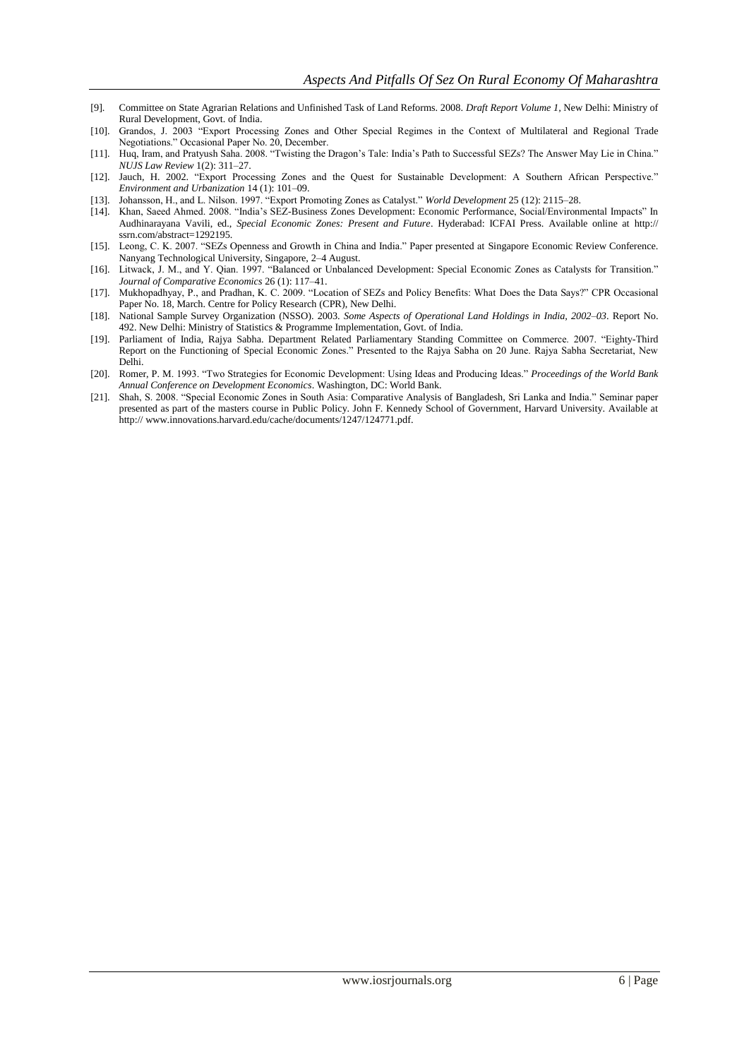[9]. Committee on State Agrarian Relations and Unfinished Task of Land Reforms. 2008. *Draft Report Volume 1*, New Delhi: Ministry of Rural Development, Govt. of India.

[10]. Grandos, J. 2003 "Export Processing Zones and Other Special Regimes in the Context of Multilateral and Regional Trade Negotiations." Occasional Paper No. 20, December.

[11]. Huq, Iram, and Pratyush Saha. 2008. "Twisting the Dragon's Tale: India's Path to Successful SEZs? The Answer May Lie in China." *NUJS Law Review* 1(2): 311–27.

[12]. Jauch, H. 2002. "Export Processing Zones and the Quest for Sustainable Development: A Southern African Perspective." *Environment and Urbanization* 14 (1): 101–09.

[13]. Johansson, H., and L. Nilson. 1997. "Export Promoting Zones as Catalyst." *World Development* 25 (12): 2115–28.

[14]. Khan, Saeed Ahmed. 2008. "India's SEZ-Business Zones Development: Economic Performance, Social/Environmental Impacts" In Audhinarayana Vavili, ed., *Special Economic Zones: Present and Future*. Hyderabad: ICFAI Press. Available online at http:// ssrn.com/abstract=1292195.

[15]. Leong, C. K. 2007. "SEZs Openness and Growth in China and India." Paper presented at Singapore Economic Review Conference. Nanyang Technological University, Singapore, 2–4 August.

[16]. Litwack, J. M., and Y. Qian. 1997. "Balanced or Unbalanced Development: Special Economic Zones as Catalysts for Transition." *Journal of Comparative Economics* 26 (1): 117–41.

[17]. Mukhopadhyay, P., and Pradhan, K. C. 2009. "Location of SEZs and Policy Benefits: What Does the Data Says?" CPR Occasional Paper No. 18, March. Centre for Policy Research (CPR), New Delhi.

[18]. National Sample Survey Organization (NSSO). 2003. *Some Aspects of Operational Land Holdings in India, 2002–03*. Report No. 492. New Delhi: Ministry of Statistics & Programme Implementation, Govt. of India.

[19]. Parliament of India, Rajya Sabha. Department Related Parliamentary Standing Committee on Commerce. 2007. "Eighty-Third Report on the Functioning of Special Economic Zones." Presented to the Rajya Sabha on 20 June. Rajya Sabha Secretariat, New Delhi.

[20]. Romer, P. M. 1993. "Two Strategies for Economic Development: Using Ideas and Producing Ideas." *Proceedings of the World Bank Annual Conference on Development Economics*. Washington, DC: World Bank.

[21]. Shah, S. 2008. "Special Economic Zones in South Asia: Comparative Analysis of Bangladesh, Sri Lanka and India." Seminar paper presented as part of the masters course in Public Policy. John F. Kennedy School of Government, Harvard University. Available at http:// www.innovations.harvard.edu/cache/documents/1247/124771.pdf.